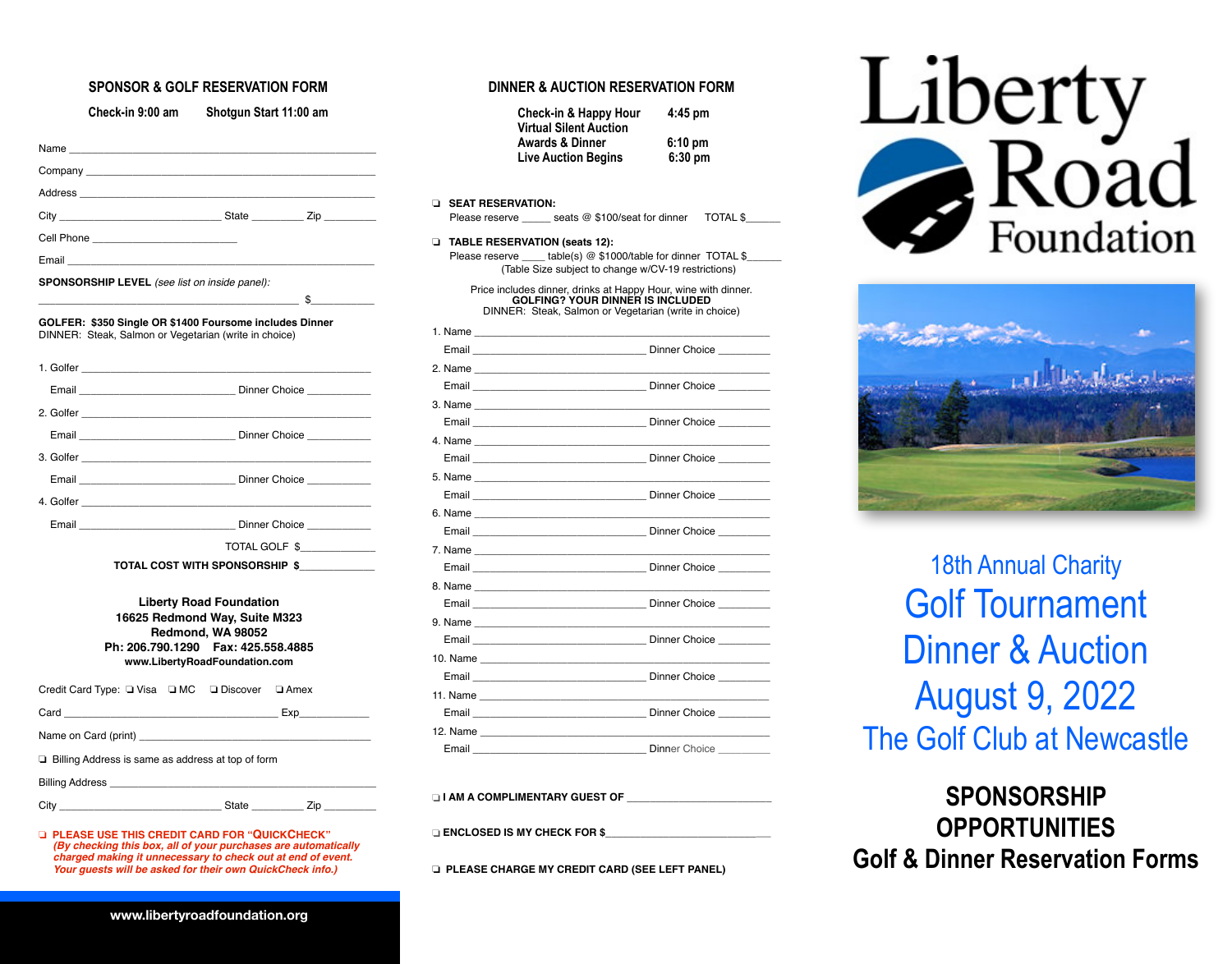## SPONSOR & GOLF RESERVATION FORM

**Check-in 9:00 am** **Shotgun Start 11:00 am**

Name ____________________________________________

Company ____________________________________________

Address ____________________________________________

City ______________________ State _________ Zip _________

Cell Phone _________________________

Email ____________________________________________

**SPONSORSHIP LEVEL** *(see list on inside panel)*:

____________________________________________ $___________

**GOLFER: $350 Single OR $1400 Foursome includes Dinner**
DINNER: Steak, Salmon or Vegetarian (write in choice)

1. Golfer ____________________________________________
   Email ___________________________ Dinner Choice __________
2. Golfer ____________________________________________
   Email ___________________________ Dinner Choice __________
3. Golfer ____________________________________________
   Email ___________________________ Dinner Choice __________
4. Golfer ____________________________________________
   Email ___________________________ Dinner Choice __________

TOTAL GOLF $____________

**TOTAL COST WITH SPONSORSHIP $____________**

**Liberty Road Foundation**
**16625 Redmond Way, Suite M323**
**Redmond, WA 98052**
**Ph: 206.790.1290 Fax: 425.558.4885**
**www.LibertyRoadFoundation.com**

Credit Card Type: ❑ Visa ❑ MC ❑ Discover ❑ Amex

Card ________________________________ Exp___________

Name on Card (print) ________________________________

❑ Billing Address is same as address at top of form

Billing Address ____________________________________________

City ______________________ State _________ Zip _________

❑ **PLEASE USE THIS CREDIT CARD FOR "QUICKCHECK"**
***(By checking this box, all of your purchases are automatically charged making it unnecessary to check out at end of event. Your guests will be asked for their own QuickCheck info.)***

**www.libertyroadfoundation.org**

## DINNER & AUCTION RESERVATION FORM

**Check-in & Happy Hour** **4:45 pm**
**Virtual Silent Auction**
**Awards & Dinner** **6:10 pm**
**Live Auction Begins** **6:30 pm**

❑ **SEAT RESERVATION:**
Please reserve _____ seats @ $100/seat for dinner TOTAL $______

❑ **TABLE RESERVATION (seats 12):**
Please reserve ____ table(s) @ $1000/table for dinner TOTAL $______
(Table Size subject to change w/CV-19 restrictions)

Price includes dinner, drinks at Happy Hour, wine with dinner.
**GOLFING? YOUR DINNER IS INCLUDED**
DINNER: Steak, Salmon or Vegetarian (write in choice)

1. Name ____________________________________________
   Email ___________________________ Dinner Choice _________
2. Name ____________________________________________
   Email ___________________________ Dinner Choice _________
3. Name ____________________________________________
   Email ___________________________ Dinner Choice _________
4. Name ____________________________________________
   Email ___________________________ Dinner Choice _________
5. Name ____________________________________________
   Email ___________________________ Dinner Choice _________
6. Name ____________________________________________
   Email ___________________________ Dinner Choice _________
7. Name ____________________________________________
   Email ___________________________ Dinner Choice _________
8. Name ____________________________________________
   Email ___________________________ Dinner Choice _________
9. Name ____________________________________________
   Email ___________________________ Dinner Choice _________
10. Name ____________________________________________
    Email ___________________________ Dinner Choice _________
11. Name ____________________________________________
    Email ___________________________ Dinner Choice _________
12. Name ____________________________________________
    Email ___________________________ Dinner Choice _________

❑ **I AM A COMPLIMENTARY GUEST OF** ________________________

❑ **ENCLOSED IS MY CHECK FOR $**__________________________

❑ **PLEASE CHARGE MY CREDIT CARD (SEE LEFT PANEL)**

# Liberty Road Foundation

18th Annual Charity

# Golf Tournament Dinner & Auction

## August 9, 2022

The Golf Club at Newcastle

**SPONSORSHIP OPPORTUNITIES**

**Golf & Dinner Reservation Forms**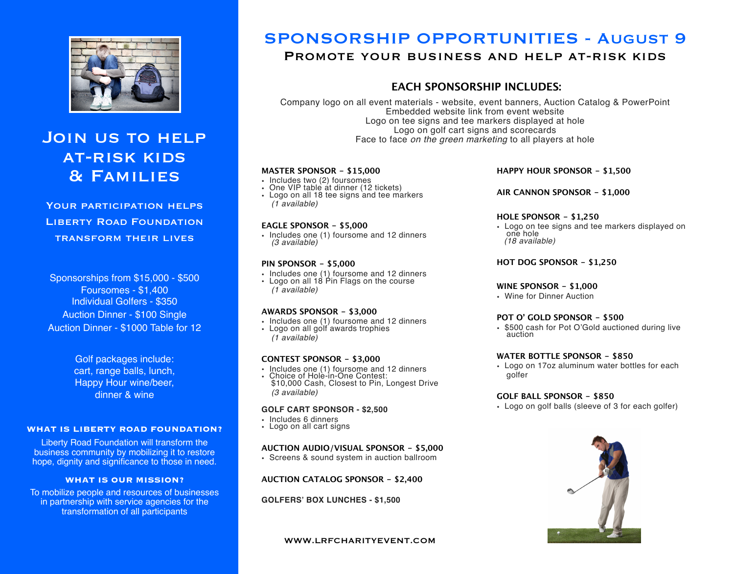# Join us to help at-risk kids & Families

### Your participation helps Liberty Road Foundation transform their lives

Sponsorships from $15,000 - $500
Foursomes - $1,400
Individual Golfers - $350
Auction Dinner - $100 Single
Auction Dinner - $1000 Table for 12

Golf packages include:
cart, range balls, lunch,
Happy Hour wine/beer,
dinner & wine

### WHAT IS LIBERTY ROAD FOUNDATION?

Liberty Road Foundation will transform the business community by mobilizing it to restore hope, dignity and significance to those in need.

### WHAT IS OUR MISSION?

To mobilize people and resources of businesses in partnership with service agencies for the transformation of all participants

# SPONSORSHIP OPPORTUNITIES - August 9

## Promote your business and help at-risk kids

### EACH SPONSORSHIP INCLUDES:

Company logo on all event materials - website, event banners, Auction Catalog & PowerPoint
Embedded website link from event website
Logo on tee signs and tee markers displayed at hole
Logo on golf cart signs and scorecards
Face to face *on the green marketing* to all players at hole

**MASTER SPONSOR – $15,000**
- Includes two (2) foursomes
- One VIP table at dinner (12 tickets)
- Logo on all 18 tee signs and tee markers
  *(1 available)*

**EAGLE SPONSOR – $5,000**
- Includes one (1) foursome and 12 dinners
  *(3 available)*

**PIN SPONSOR – $5,000**
- Includes one (1) foursome and 12 dinners
- Logo on all 18 Pin Flags on the course
  *(1 available)*

**AWARDS SPONSOR – $3,000**
- Includes one (1) foursome and 12 dinners
- Logo on all golf awards trophies
  *(1 available)*

**CONTEST SPONSOR – $3,000**
- Includes one (1) foursome and 12 dinners
- Choice of Hole-in-One Contest:
  $10,000 Cash, Closest to Pin, Longest Drive
  *(3 available)*

**GOLF CART SPONSOR - $2,500**
- Includes 6 dinners
- Logo on all cart signs

**AUCTION AUDIO/VISUAL SPONSOR – $5,000**
- Screens & sound system in auction ballroom

**AUCTION CATALOG SPONSOR – $2,400**

**GOLFERS' BOX LUNCHES - $1,500**

**HAPPY HOUR SPONSOR – $1,500**

**AIR CANNON SPONSOR – $1,000**

**HOLE SPONSOR – $1,250**
- Logo on tee signs and tee markers displayed on one hole
  *(18 available)*

**HOT DOG SPONSOR – $1,250**

**WINE SPONSOR – $1,000**
- Wine for Dinner Auction

**POT O' GOLD SPONSOR – $500**
- $500 cash for Pot O'Gold auctioned during live auction

**WATER BOTTLE SPONSOR – $850**
- Logo on 17oz aluminum water bottles for each golfer

**GOLF BALL SPONSOR – $850**
- Logo on golf balls (sleeve of 3 for each golfer)

WWW.LRFCHARITYEVENT.COM